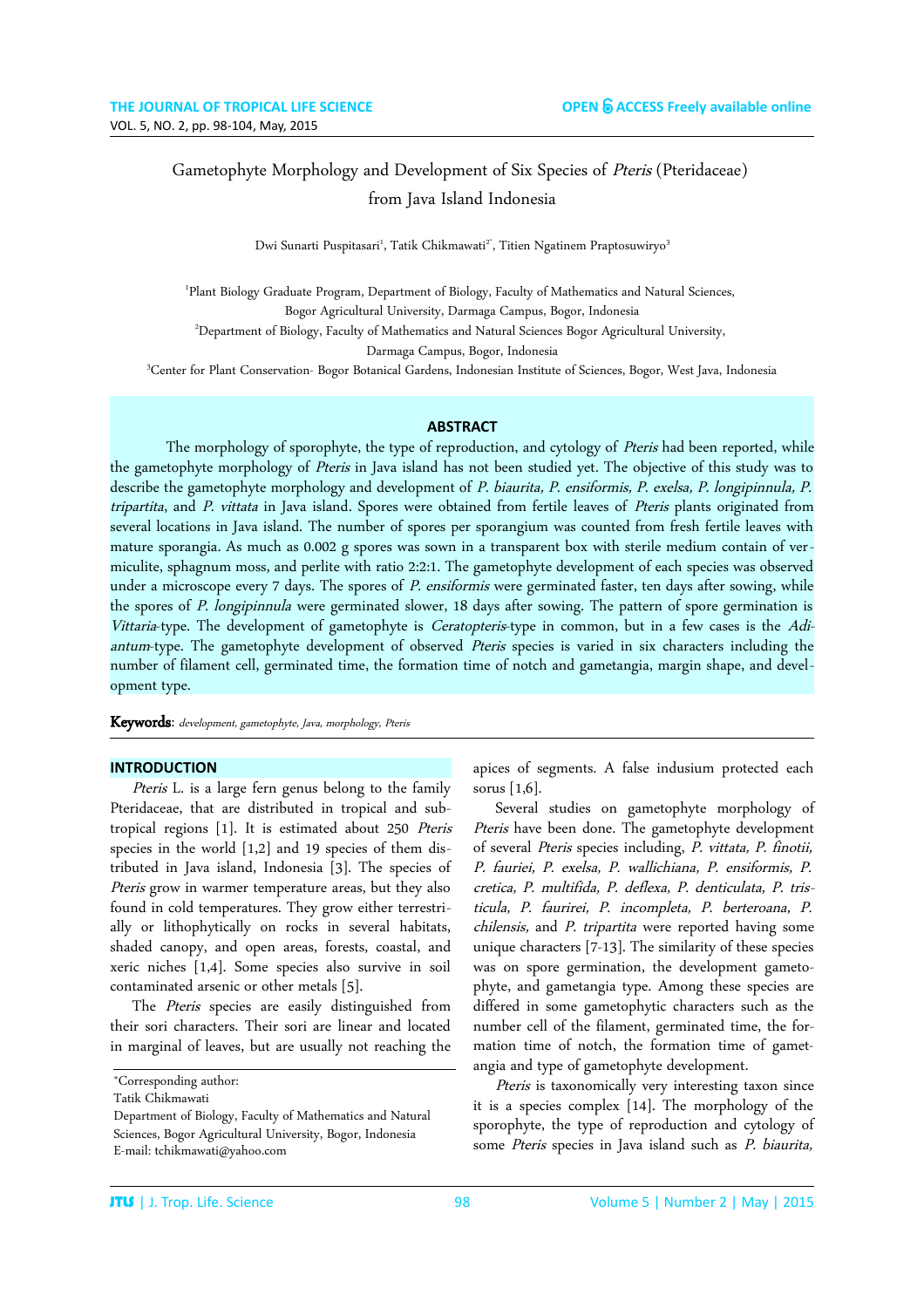# Gametophyte Morphology and Development of Six Species of *Pteris* (Pteridaceae) from Java Island Indonesia

Dwi Sunarti Puspitasari[1], Tatik Chikmawati[2*], Titien Ngatinem Praptosuwiryo[3]

[1]Plant Biology Graduate Program, Department of Biology, Faculty of Mathematics and Natural Sciences, Bogor Agricultural University, Darmaga Campus, Bogor, Indonesia

[2]Department of Biology, Faculty of Mathematics and Natural Sciences Bogor Agricultural University, Darmaga Campus, Bogor, Indonesia

[3]Center for Plant Conservation- Bogor Botanical Gardens, Indonesian Institute of Sciences, Bogor, West Java, Indonesia

## ABSTRACT

The morphology of sporophyte, the type of reproduction, and cytology of *Pteris* had been reported, while the gametophyte morphology of *Pteris* in Java island has not been studied yet. The objective of this study was to describe the gametophyte morphology and development of *P. biaurita, P. ensiformis, P. exelsa, P. longipinnula, P. tripartita*, and *P. vittata* in Java island. Spores were obtained from fertile leaves of *Pteris* plants originated from several locations in Java island. The number of spores per sporangium was counted from fresh fertile leaves with mature sporangia. As much as 0.002 g spores was sown in a transparent box with sterile medium contain of vermiculite, sphagnum moss, and perlite with ratio 2:2:1. The gametophyte development of each species was observed under a microscope every 7 days. The spores of *P. ensiformis* were germinated faster, ten days after sowing, while the spores of *P. longipinnula* were germinated slower, 18 days after sowing. The pattern of spore germination is *Vittaria*-type. The development of gametophyte is *Ceratopteris*-type in common, but in a few cases is the *Adiantum*-type. The gametophyte development of observed *Pteris* species is varied in six characters including the number of filament cell, germinated time, the formation time of notch and gametangia, margin shape, and development type.

**Keywords**: *development, gametophyte, Java, morphology, Pteris*

## INTRODUCTION

*Pteris* L. is a large fern genus belong to the family Pteridaceae, that are distributed in tropical and subtropical regions [1]. It is estimated about 250 *Pteris* species in the world [1,2] and 19 species of them distributed in Java island, Indonesia [3]. The species of *Pteris* grow in warmer temperature areas, but they also found in cold temperatures. They grow either terrestrially or lithophytically on rocks in several habitats, shaded canopy, and open areas, forests, coastal, and xeric niches [1,4]. Some species also survive in soil contaminated arsenic or other metals [5].

The *Pteris* species are easily distinguished from their sori characters. Their sori are linear and located in marginal of leaves, but are usually not reaching the apices of segments. A false indusium protected each sorus [1,6].

Several studies on gametophyte morphology of *Pteris* have been done. The gametophyte development of several *Pteris* species including, *P. vittata, P. finotii, P. fauriei, P. exelsa, P. wallichiana, P. ensiformis, P. cretica, P. multifida, P. deflexa, P. denticulata, P. tristicula, P. faurirei, P. incompleta, P. berteroana, P. chilensis,* and *P. tripartita* were reported having some unique characters [7-13]. The similarity of these species was on spore germination, the development gametophyte, and gametangia type. Among these species are differed in some gametophytic characters such as the number cell of the filament, germinated time, the formation time of notch, the formation time of gametangia and type of gametophyte development.

*Pteris* is taxonomically very interesting taxon since it is a species complex [14]. The morphology of the sporophyte, the type of reproduction and cytology of some *Pteris* species in Java island such as *P. biaurita,*

*Corresponding author:
Tatik Chikmawati
Department of Biology, Faculty of Mathematics and Natural Sciences, Bogor Agricultural University, Bogor, Indonesia
E-mail: tchikmawati@yahoo.com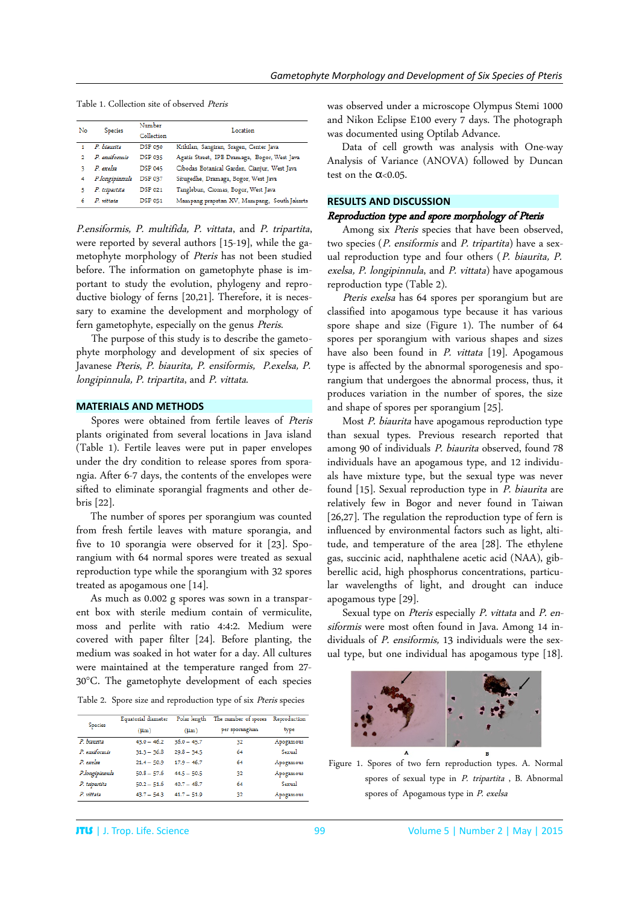Table 1. Collection site of observed *Pteris*

| No | Species | Number Collection | Location |
|---|---|---|---|
| 1 | *P. biaurita* | DSP 050 | Kitiklan, Sangiran, Sragen, Center Java |
| 2 | *P. ensiformis* | DSP 035 | Agatis Street, IPB Dramaga, Bogor, West Java |
| 3 | *P. exelsa* | DSP 045 | Cibodas Botanical Garden, Cianjur, West Java |
| 4 | *P.longipinnula* | DSP 037 | Situgedhe, Dramaga, Bogor, West Java |
| 5 | *P. tripartita* | DSP 021 | Tanglebun, Ciomas, Bogor, West Java |
| 6 | *P. vittata* | DSP 051 | Mampang prapatan XV, Mampang, South Jakarta |

*P.ensiformis, P. multifida, P. vittata*, and *P. tripartita*, were reported by several authors [15-19], while the gametophyte morphology of *Pteris* has not been studied before. The information on gametophyte phase is important to study the evolution, phylogeny and reproductive biology of ferns [20,21]. Therefore, it is necessary to examine the development and morphology of fern gametophyte, especially on the genus *Pteris*.

The purpose of this study is to describe the gametophyte morphology and development of six species of Javanese *Pteris*, *P. biaurita, P. ensiformis, P.exelsa, P. longipinnula, P. tripartita*, and *P. vittata*.

## MATERIALS AND METHODS

Spores were obtained from fertile leaves of *Pteris* plants originated from several locations in Java island (Table 1). Fertile leaves were put in paper envelopes under the dry condition to release spores from sporangia. After 6-7 days, the contents of the envelopes were sifted to eliminate sporangial fragments and other debris [22].

The number of spores per sporangium was counted from fresh fertile leaves with mature sporangia, and five to 10 sporangia were observed for it [23]. Sporangium with 64 normal spores were treated as sexual reproduction type while the sporangium with 32 spores treated as apogamous one [14].

As much as 0.002 g spores was sown in a transparent box with sterile medium contain of vermiculite, moss and perlite with ratio 4:4:2. Medium were covered with paper filter [24]. Before planting, the medium was soaked in hot water for a day. All cultures were maintained at the temperature ranged from 27-30°C. The gametophyte development of each species was observed under a microscope Olympus Stemi 1000 and Nikon Eclipse E100 every 7 days. The photograph was documented using Optilab Advance.

Data of cell growth was analysis with One-way Analysis of Variance (ANOVA) followed by Duncan test on the $\alpha$<0.05.

Table 2. Spore size and reproduction type of six *Pteris* species

| Species | Equatorial diameter (μm) | Polar length (μm) | The number of spores per sporangium | Reproduction type |
|---|---|---|---|---|
| *P. biaurita* | 43.0 – 46.2 | 36.0 – 45.7 | 32 | Apogamous |
| *P. ensiformis* | 31.3 – 36.8 | 29.8 – 34.5 | 64 | Sexual |
| *P. exelsa* | 21.4 – 50.9 | 17.9 – 46.7 | 64 | Apogamous |
| *P.longipinnula* | 50.8 – 57.6 | 44.5 – 50.5 | 32 | Apogamous |
| *P. tripartita* | 50.2 – 51.6 | 40.7 – 48.7 | 64 | Sexual |
| *P. vittata* | 43.7 – 54.3 | 41.7 – 51.9 | 32 | Apogamous |

## RESULTS AND DISCUSSION

### Reproduction type and spore morphology of Pteris

Among six *Pteris* species that have been observed, two species (*P. ensiformis* and *P. tripartita*) have a sexual reproduction type and four others (*P. biaurita, P. exelsa, P. longipinnula*, and *P. vittata*) have apogamous reproduction type (Table 2).

*Pteris exelsa* has 64 spores per sporangium but are classified into apogamous type because it has various spore shape and size (Figure 1). The number of 64 spores per sporangium with various shapes and sizes have also been found in *P. vittata* [19]. Apogamous type is affected by the abnormal sporogenesis and sporangium that undergoes the abnormal process, thus, it produces variation in the number of spores, the size and shape of spores per sporangium [25].

Most *P. biaurita* have apogamous reproduction type than sexual types. Previous research reported that among 90 of individuals *P. biaurita* observed, found 78 individuals have an apogamous type, and 12 individuals have mixture type, but the sexual type was never found [15]. Sexual reproduction type in *P. biaurita* are relatively few in Bogor and never found in Taiwan [26,27]. The regulation the reproduction type of fern is influenced by environmental factors such as light, altitude, and temperature of the area [28]. The ethylene gas, succinic acid, naphthalene acetic acid (NAA), gibberellic acid, high phosphorus concentrations, particular wavelengths of light, and drought can induce apogamous type [29].

Sexual type on *Pteris* especially *P. vittata* and *P. ensiformis* were most often found in Java. Among 14 individuals of *P. ensiformis,* 13 individuals were the sexual type, but one individual has apogamous type [18].

Figure 1. Spores of two fern reproduction types. A. Normal spores of sexual type in *P. tripartita* , B. Abnormal spores of Apogamous type in *P. exelsa*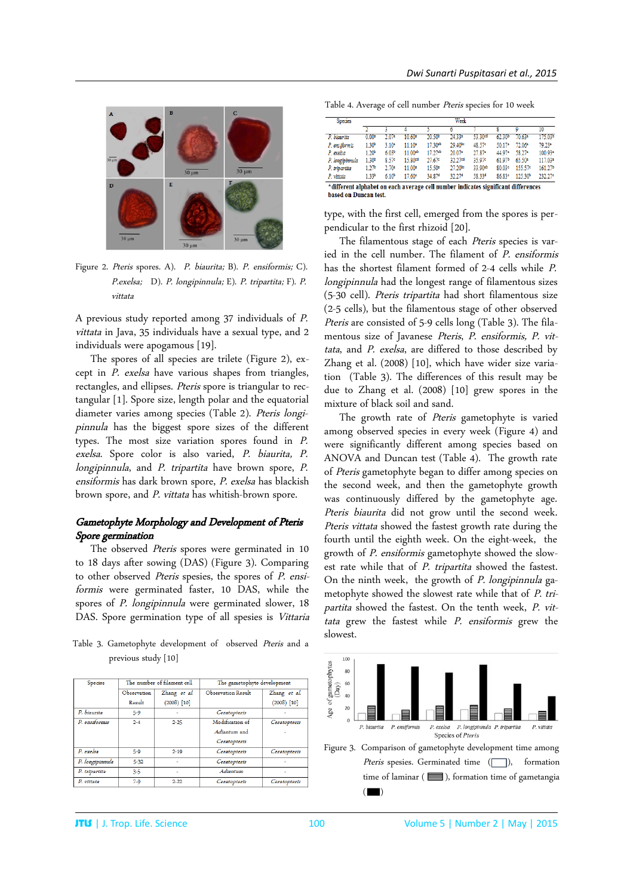Figure 2. *Pteris* spores. A). *P. biaurita;* B). *P. ensiformis;* C). *P.exelsa;* D). *P. longipinnula;* E). *P. tripartita;* F). *P. vittata*

A previous study reported among 37 individuals of *P. vittata* in Java, 35 individuals have a sexual type, and 2 individuals were apogamous [19].

The spores of all species are trilete (Figure 2), except in *P. exelsa* have various shapes from triangles, rectangles, and ellipses. *Pteris* spore is triangular to rectangular [1]. Spore size, length polar and the equatorial diameter varies among species (Table 2). *Pteris longipinnula* has the biggest spore sizes of the different types. The most size variation spores found in *P. exelsa*. Spore color is also varied, *P. biaurita, P. longipinnula*, and *P. tripartita* have brown spore, *P. ensiformis* has dark brown spore, *P. exelsa* has blackish brown spore, and *P. vittata* has whitish-brown spore.

## Gametophyte Morphology and Development of Pteris

### Spore germination

The observed *Pteris* spores were germinated in 10 to 18 days after sowing (DAS) (Figure 3). Comparing to other observed *Pteris* spesies, the spores of *P. ensiformis* were germinated faster, 10 DAS, while the spores of *P. longipinnula* were germinated slower, 18 DAS. Spore germination type of all spesies is *Vittaria* type, with the first cell, emerged from the spores is perpendicular to the first rhizoid [20].

The filamentous stage of each *Pteris* species is varied in the cell number. The filament of *P. ensiformis* has the shortest filament formed of 2-4 cells while *P. longipinnula* had the longest range of filamentous sizes (5-30 cell). *Pteris tripartita* had short filamentous size (2-5 cells), but the filamentous stage of other observed *Pteris* are consisted of 5-9 cells long (Table 3). The filamentous size of Javanese *Pteris*, *P. ensiformis, P. vittata*, and *P. exelsa*, are differed to those described by Zhang et al. (2008) [10], which have wider size variation (Table 3). The differences of this result may be due to Zhang et al. (2008) [10] grew spores in the mixture of black soil and sand.

Table 3. Gametophyte development of observed *Pteris* and a previous study [10]

| Species | The number of filament cell | | The gametophyte development | |
|---|---|---|---|---|
| | Observation Result | Zhang *et al.* (2008) [10] | Observation Result | Zhang *et al.* (2008) [10] |
| *P. biaurita* | 5-9 | - | *Ceratopteris* | - |
| *P. ensiformis* | 2-4 | 2-25 | Modification of *Adiantum* and *Ceratopteris* | *Ceratopteris* |
| *P. exelsa* | 5-9 | 2-19 | *Ceratopteris* | *Ceratopteris* |
| *P. longipinnula* | 5-32 | - | *Ceratopteris* | - |
| *P. tripartita* | 3-5 | - | *Adiantum* | - |
| *P. vittata* | 7-9 | 2-22 | *Ceratopteris* | *Ceratopteris* |

Table 4. Average of cell number *Pteris* species for 10 week

| Species | Week | | | | | | | | |
|---|---|---|---|---|---|---|---|---|---|
| | 2 | 3 | 4 | 5 | 6 | 7 | 8 | 9 | 10 |
| *P. biaurita* | 0.00$^a$ | 2.07$^a$ | 10.60$^b$ | 20.50$^b$ | 24.33$^a$ | 53.30$^{cd}$ | 62.30$^b$ | 70.63$^a$ | 175.03$^b$ |
| *P. ensiformis* | 1.30$^b$ | 3.10$^a$ | 11.10$^a$ | 17.30$^{ab}$ | 29.40$^{bc}$ | 48.57$^c$ | 50.17$^a$ | 72.06$^a$ | 79.23$^a$ |
| *P. exelsa* | 1.20$^b$ | 6.03$^b$ | 11.00$^{ab}$ | 17.27$^{ab}$ | 20.07$^a$ | 27.87$^a$ | 44.97$^a$ | 58.27$^a$ | 100.93$^a$ |
| *P. longipinnula* | 1.30$^b$ | 8.57$^c$ | 15.80$^{cd}$ | 27.67$^c$ | 32.27$^{cd}$ | 35.97$^c$ | 61.97$^b$ | 65.50$^a$ | 117.03$^a$ |
| *P. tripartita* | 1.27$^b$ | 2.70$^a$ | 11.00$^a$ | 15.50$^a$ | 27.20$^{bc}$ | 33.90$^{ab}$ | 80.03$^c$ | 155.57$^c$ | 161.27$^b$ |
| *P. vittata* | 1.33$^b$ | 6.10$^b$ | 17.60$^e$ | 34.87$^d$ | 32.27$^e$ | 58.33$^d$ | 86.83$^c$ | 125.30$^b$ | 232.27$^c$ |

$^a$ different alphabet on each average cell number indicates significant differences based on Duncan test.

The growth rate of *Pteris* gametophyte is varied among observed species in every week (Figure 4) and were significantly different among species based on ANOVA and Duncan test (Table 4). The growth rate of *Pteris* gametophyte began to differ among species on the second week, and then the gametophyte growth was continuously differed by the gametophyte age. *Pteris biaurita* did not grow until the second week. *Pteris vittata* showed the fastest growth rate during the fourth until the eighth week. On the eight-week, the growth of *P. ensiformis* gametophyte showed the slowest rate while that of *P. tripartita* showed the fastest. On the ninth week, the growth of *P. longipinnula* gametophyte showed the slowest rate while that of *P. tripartita* showed the fastest. On the tenth week, *P. vittata* grew the fastest while *P. ensiformis* grew the slowest.

Figure 3. Comparison of gametophyte development time among *Pteris* spesies. Germinated time (white bar), formation time of laminar (hatched bar), formation time of gametangia (black bar)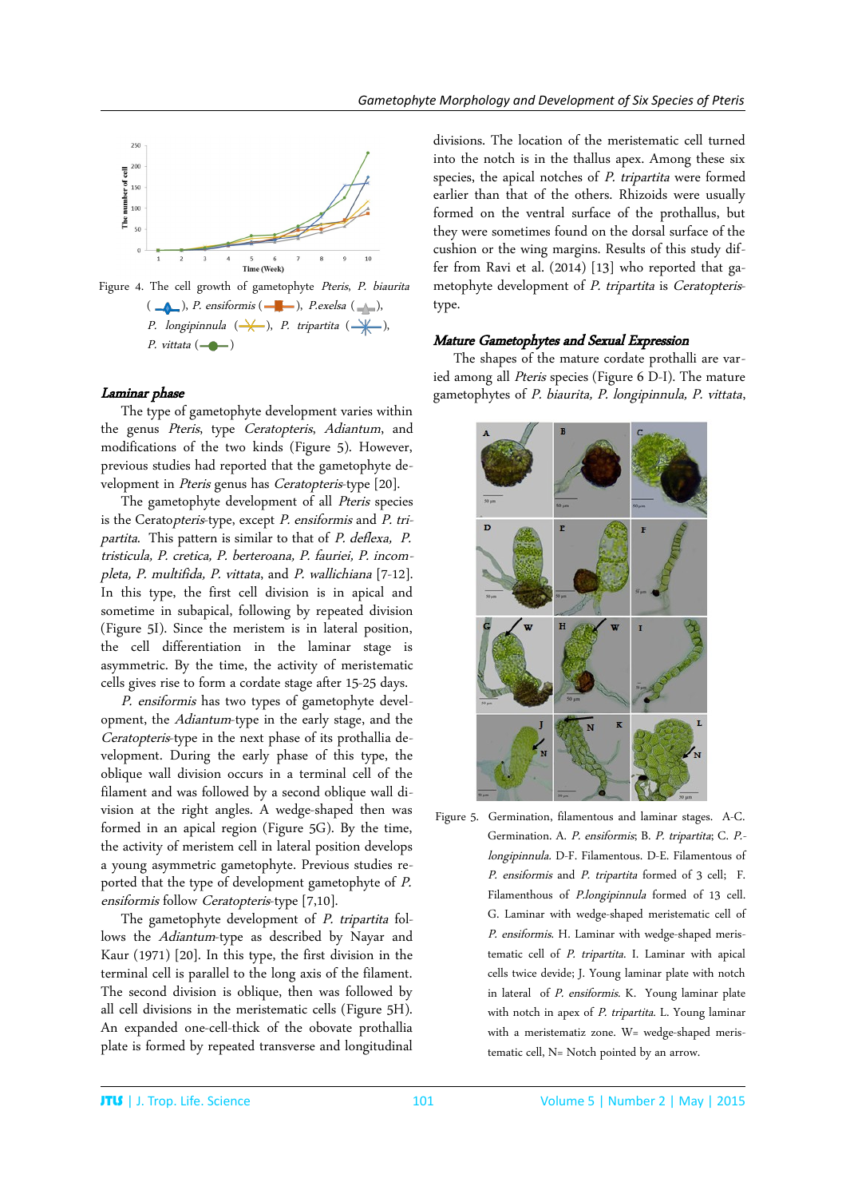Figure 4. The cell growth of gametophyte *Pteris*, *P. biaurita* (▲), *P. ensiformis* (■), *P.exelsa* (▲), *P. longipinnula* (✕), *P. tripartita* (✱), *P. vittata* (●)

### *Laminar phase*

The type of gametophyte development varies within the genus *Pteris*, type *Ceratopteris*, *Adiantum*, and modifications of the two kinds (Figure 5). However, previous studies had reported that the gametophyte development in *Pteris* genus has *Ceratopteris*-type [20].

The gametophyte development of all *Pteris* species is the Cerato*pteris*-type, except *P. ensiformis* and *P. tripartita*. This pattern is similar to that of *P. deflexa, P. tristicula, P. cretica, P. berteroana, P. fauriei, P. incompleta, P. multifida, P. vittata*, and *P. wallichiana* [7-12]. In this type, the first cell division is in apical and sometime in subapical, following by repeated division (Figure 5I). Since the meristem is in lateral position, the cell differentiation in the laminar stage is asymmetric. By the time, the activity of meristematic cells gives rise to form a cordate stage after 15-25 days.

*P. ensiformis* has two types of gametophyte development, the *Adiantum*-type in the early stage, and the *Ceratopteris*-type in the next phase of its prothallia development. During the early phase of this type, the oblique wall division occurs in a terminal cell of the filament and was followed by a second oblique wall division at the right angles. A wedge-shaped then was formed in an apical region (Figure 5G). By the time, the activity of meristem cell in lateral position develops a young asymmetric gametophyte. Previous studies reported that the type of development gametophyte of *P. ensiformis* follow *Ceratopteris*-type [7,10].

The gametophyte development of *P. tripartita* follows the *Adiantum*-type as described by Nayar and Kaur (1971) [20]. In this type, the first division in the terminal cell is parallel to the long axis of the filament. The second division is oblique, then was followed by all cell divisions in the meristematic cells (Figure 5H). An expanded one-cell-thick of the obovate prothallia plate is formed by repeated transverse and longitudinal divisions. The location of the meristematic cell turned into the notch is in the thallus apex. Among these six species, the apical notches of *P. tripartita* were formed earlier than that of the others. Rhizoids were usually formed on the ventral surface of the prothallus, but they were sometimes found on the dorsal surface of the cushion or the wing margins. Results of this study differ from Ravi et al. (2014) [13] who reported that gametophyte development of *P. tripartita* is *Ceratopteris*-type.

### *Mature Gametophytes and Sexual Expression*

The shapes of the mature cordate prothalli are varied among all *Pteris* species (Figure 6 D-I). The mature gametophytes of *P. biaurita, P. longipinnula, P. vittata*,

Figure 5. Germination, filamentous and laminar stages. A-C. Germination. A. *P. ensiformis*; B. *P. tripartita*; C. *P. longipinnula*. D-F. Filamentous. D-E. Filamentous of *P. ensiformis* and *P. tripartita* formed of 3 cell; F. Filamenthous of *P.longipinnula* formed of 13 cell. G. Laminar with wedge-shaped meristematic cell of *P. ensiformis*. H. Laminar with wedge-shaped meristematic cell of *P. tripartita*. I. Laminar with apical cells twice devide; J. Young laminar plate with notch in lateral of *P. ensiformis*. K. Young laminar plate with notch in apex of *P. tripartita*. L. Young laminar with a meristematiz zone. W= wedge-shaped meristematic cell, N= Notch pointed by an arrow.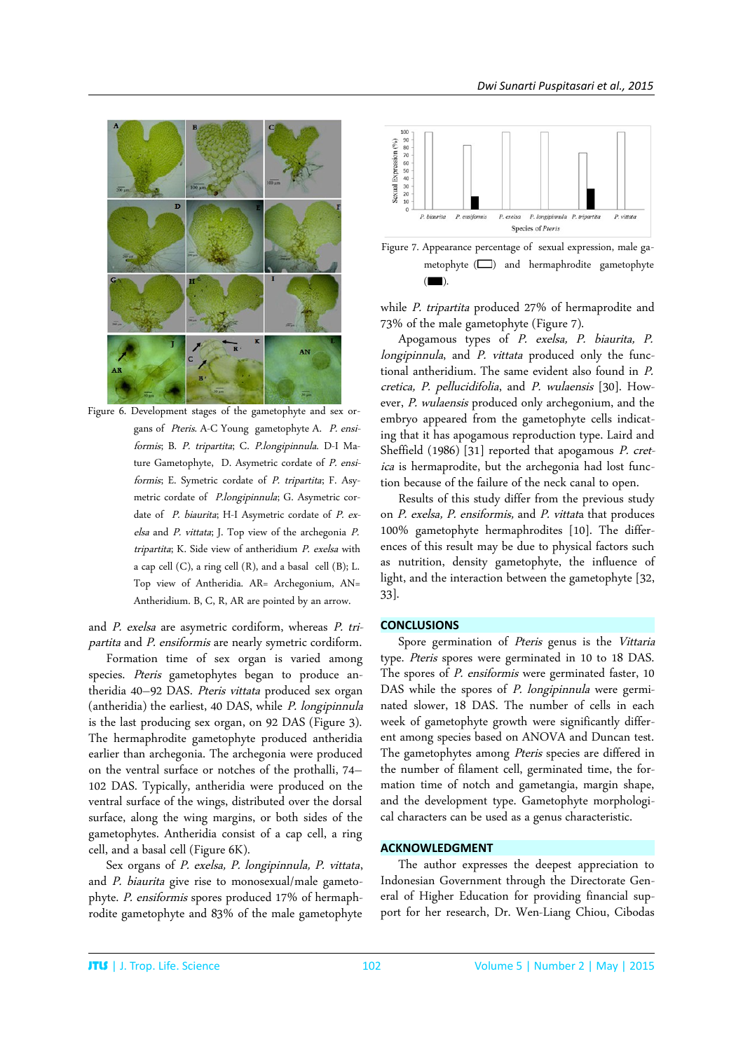Figure 6. Development stages of the gametophyte and sex organs of *Pteris*. A-C Young gametophyte A. *P. ensiformis*; B. *P. tripartita*; C. *P.longipinnula*. D-I Mature Gametophyte, D. Asymetric cordate of *P. ensiformis*; E. Symetric cordate of *P. tripartita*; F. Asymetric cordate of *P.longipinnula*; G. Asymetric cordate of *P. biaurita*; H-I Asymetric cordate of *P. exelsa* and *P. vittata*; J. Top view of the archegonia *P. tripartita*; K. Side view of antheridium *P. exelsa* with a cap cell (C), a ring cell (R), and a basal cell (B); L. Top view of Antheridia. AR= Archegonium, AN= Antheridium. B, C, R, AR are pointed by an arrow.

and *P. exelsa* are asymetric cordiform, whereas *P. tripartita* and *P. ensiformis* are nearly symetric cordiform.

Formation time of sex organ is varied among species. *Pteris* gametophytes began to produce antheridia 40–92 DAS. *Pteris vittata* produced sex organ (antheridia) the earliest, 40 DAS, while *P. longipinnula* is the last producing sex organ, on 92 DAS (Figure 3). The hermaphrodite gametophyte produced antheridia earlier than archegonia. The archegonia were produced on the ventral surface or notches of the prothalli, 74–102 DAS. Typically, antheridia were produced on the ventral surface of the wings, distributed over the dorsal surface, along the wing margins, or both sides of the gametophytes. Antheridia consist of a cap cell, a ring cell, and a basal cell (Figure 6K).

Sex organs of *P. exelsa, P. longipinnula, P. vittata*, and *P. biaurita* give rise to monosexual/male gametophyte. *P. ensiformis* spores produced 17% of hermaphrodite gametophyte and 83% of the male gametophyte while *P. tripartita* produced 27% of hermaprodite and 73% of the male gametophyte (Figure 7).

Figure 7. Appearance percentage of sexual expression, male gametophyte (☐) and hermaphrodite gametophyte (■).

Apogamous types of *P. exelsa, P. ensiformis*, and *P. vittata* that produces *longipinnula*, and *P. vittata* produced only the functional antheridium. The same evident also found in *P. cretica, P. pellucidifolia*, and *P. wulaensis* [30]. However, *P. wulaensis* produced only archegonium, and the embryo appeared from the gametophyte cells indicating that it has apogamous reproduction type. Laird and Sheffield (1986) [31] reported that apogamous *P. cretica* is hermaprodite, but the archegonia had lost function because of the failure of the neck canal to open.

Results of this study differ from the previous study on *P. exelsa, P. ensiformis*, and *P. vittata* that produces 100% gametophyte hermaphrodites [10]. The differences of this result may be due to physical factors such as nutrition, density gametophyte, the influence of light, and the interaction between the gametophyte [32, 33].

## CONCLUSIONS

Spore germination of *Pteris* genus is the *Vittaria* type. *Pteris* spores were germinated in 10 to 18 DAS. The spores of *P. ensiformis* were germinated faster, 10 DAS while the spores of *P. longipinnula* were germinated slower, 18 DAS. The number of cells in each week of gametophyte growth were significantly different among species based on ANOVA and Duncan test. The gametophytes among *Pteris* species are differed in the number of filament cell, germinated time, the formation time of notch and gametangia, margin shape, and the development type. Gametophyte morphological characters can be used as a genus characteristic.

## ACKNOWLEDGMENT

The author expresses the deepest appreciation to Indonesian Government through the Directorate General of Higher Education for providing financial support for her research, Dr. Wen-Liang Chiou, Cibodas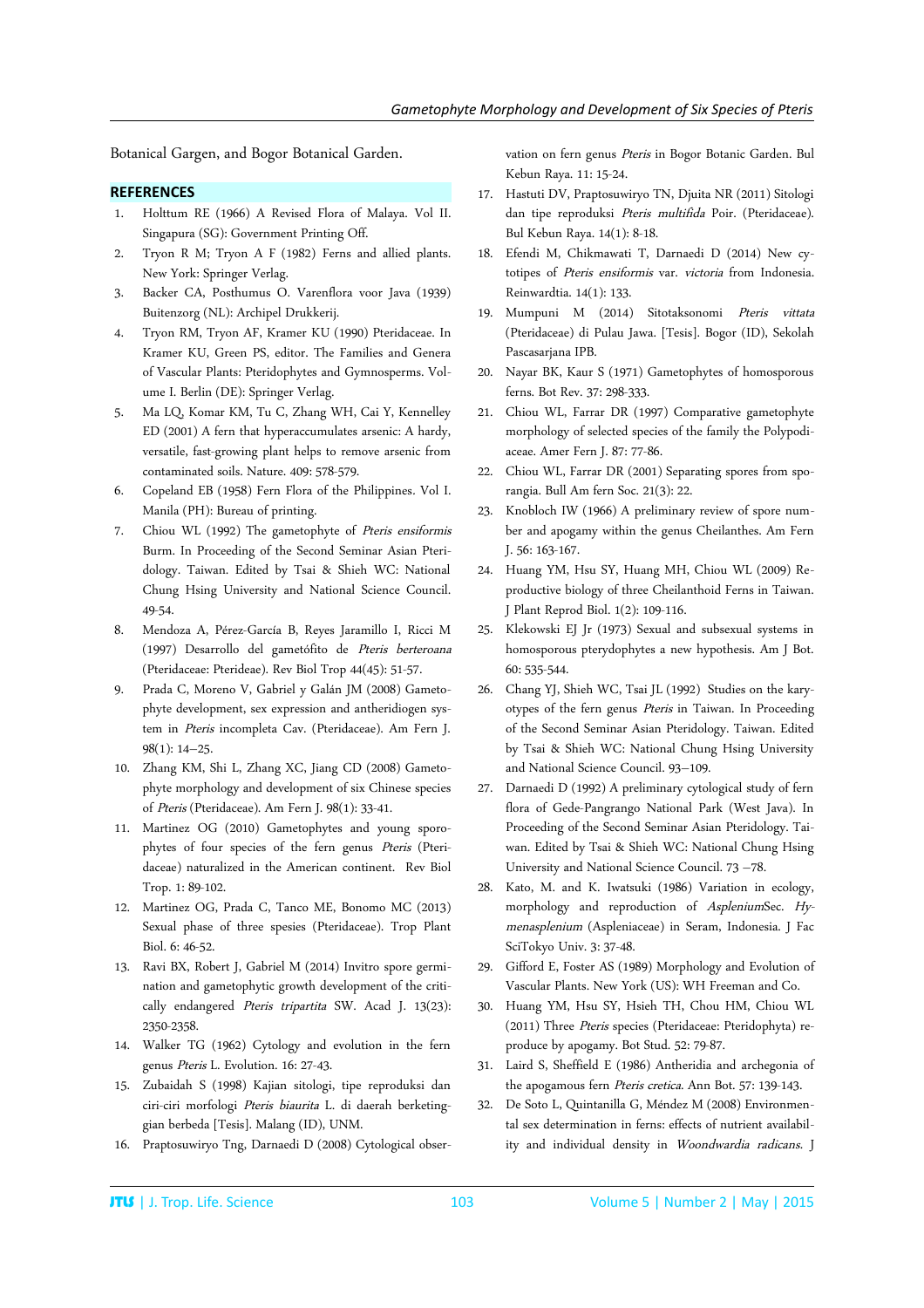Botanical Gargen, and Bogor Botanical Garden.

## REFERENCES

1. Holttum RE (1966) A Revised Flora of Malaya. Vol II. Singapura (SG): Government Printing Off.
2. Tryon R M; Tryon A F (1982) Ferns and allied plants. New York: Springer Verlag.
3. Backer CA, Posthumus O. Varenflora voor Java (1939) Buitenzorg (NL): Archipel Drukkerij.
4. Tryon RM, Tryon AF, Kramer KU (1990) Pteridaceae. In Kramer KU, Green PS, editor. The Families and Genera of Vascular Plants: Pteridophytes and Gymnosperms. Volume I. Berlin (DE): Springer Verlag.
5. Ma LQ, Komar KM, Tu C, Zhang WH, Cai Y, Kennelley ED (2001) A fern that hyperaccumulates arsenic: A hardy, versatile, fast-growing plant helps to remove arsenic from contaminated soils. Nature. 409: 578-579.
6. Copeland EB (1958) Fern Flora of the Philippines. Vol I. Manila (PH): Bureau of printing.
7. Chiou WL (1992) The gametophyte of *Pteris ensiformis* Burm. In Proceeding of the Second Seminar Asian Pteridology. Taiwan. Edited by Tsai & Shieh WC: National Chung Hsing University and National Science Council. 49-54.
8. Mendoza A, Pérez-García B, Reyes Jaramillo I, Ricci M (1997) Desarrollo del gametófito de *Pteris berteroana* (Pteridaceae: Pterideae). Rev Biol Trop 44(45): 51-57.
9. Prada C, Moreno V, Gabriel y Galán JM (2008) Gametophyte development, sex expression and antheridiogen system in *Pteris* incompleta Cav. (Pteridaceae). Am Fern J. 98(1): 14–25.
10. Zhang KM, Shi L, Zhang XC, Jiang CD (2008) Gametophyte morphology and development of six Chinese species of *Pteris* (Pteridaceae). Am Fern J. 98(1): 33-41.
11. Martinez OG (2010) Gametophytes and young sporophytes of four species of the fern genus *Pteris* (Pteridaceae) naturalized in the American continent. Rev Biol Trop. 1: 89-102.
12. Martinez OG, Prada C, Tanco ME, Bonomo MC (2013) Sexual phase of three spesies (Pteridaceae). Trop Plant Biol. 6: 46-52.
13. Ravi BX, Robert J, Gabriel M (2014) Invitro spore germination and gametophytic growth development of the critically endangered *Pteris tripartita* SW. Acad J. 13(23): 2350-2358.
14. Walker TG (1962) Cytology and evolution in the fern genus *Pteris* L. Evolution. 16: 27-43.
15. Zubaidah S (1998) Kajian sitologi, tipe reproduksi dan ciri-ciri morfologi *Pteris biaurita* L. di daerah berketinggian berbeda [Tesis]. Malang (ID), UNM.
16. Praptosuwiryo Tng, Darnaedi D (2008) Cytological obser-vation on fern genus *Pteris* in Bogor Botanic Garden. Bul Kebun Raya. 11: 15-24.
17. Hastuti DV, Praptosuwiryo TN, Djuita NR (2011) Sitologi dan tipe reproduksi *Pteris multifida* Poir. (Pteridaceae). Bul Kebun Raya. 14(1): 8-18.
18. Efendi M, Chikmawati T, Darnaedi D (2014) New cytotipes of *Pteris ensiformis* var. *victoria* from Indonesia. Reinwardtia. 14(1): 133.
19. Mumpuni M (2014) Sitotaksonomi *Pteris vittata* (Pteridaceae) di Pulau Jawa. [Tesis]. Bogor (ID), Sekolah Pascasarjana IPB.
20. Nayar BK, Kaur S (1971) Gametophytes of homosporous ferns. Bot Rev. 37: 298-333.
21. Chiou WL, Farrar DR (1997) Comparative gametophyte morphology of selected species of the family the Polypodiaceae. Amer Fern J. 87: 77-86.
22. Chiou WL, Farrar DR (2001) Separating spores from sporangia. Bull Am fern Soc. 21(3): 22.
23. Knobloch IW (1966) A preliminary review of spore number and apogamy within the genus Cheilanthes. Am Fern J. 56: 163-167.
24. Huang YM, Hsu SY, Huang MH, Chiou WL (2009) Reproductive biology of three Cheilanthoid Ferns in Taiwan. J Plant Reprod Biol. 1(2): 109-116.
25. Klekowski EJ Jr (1973) Sexual and subsexual systems in homosporous pterydophytes a new hypothesis. Am J Bot. 60: 535-544.
26. Chang YJ, Shieh WC, Tsai JL (1992) Studies on the karyotypes of the fern genus *Pteris* in Taiwan. In Proceeding of the Second Seminar Asian Pteridology. Taiwan. Edited by Tsai & Shieh WC: National Chung Hsing University and National Science Council. 93–109.
27. Darnaedi D (1992) A preliminary cytological study of fern flora of Gede-Pangrango National Park (West Java). In Proceeding of the Second Seminar Asian Pteridology. Taiwan. Edited by Tsai & Shieh WC: National Chung Hsing University and National Science Council. 73 –78.
28. Kato, M. and K. Iwatsuki (1986) Variation in ecology, morphology and reproduction of *Asplenium*Sec. *Hymenasplenium* (Aspleniaceae) in Seram, Indonesia. J Fac SciTokyo Univ. 3: 37-48.
29. Gifford E, Foster AS (1989) Morphology and Evolution of Vascular Plants. New York (US): WH Freeman and Co.
30. Huang YM, Hsu SY, Hsieh TH, Chou HM, Chiou WL (2011) Three *Pteris* species (Pteridaceae: Pteridophyta) reproduce by apogamy. Bot Stud. 52: 79-87.
31. Laird S, Sheffield E (1986) Antheridia and archegonia of the apogamous fern *Pteris cretica*. Ann Bot. 57: 139-143.
32. De Soto L, Quintanilla G, Méndez M (2008) Environmental sex determination in ferns: effects of nutrient availability and individual density in *Woondwardia radicans*. J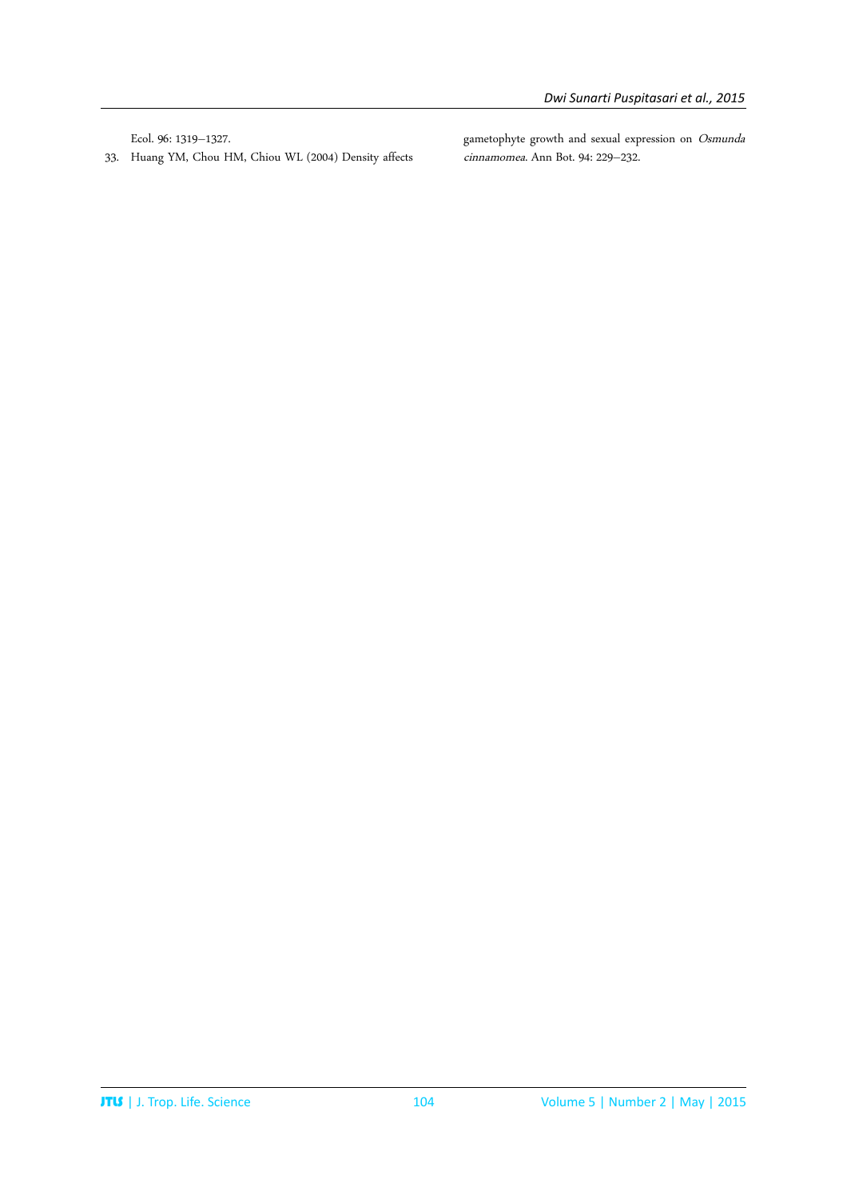Ecol. 96: 1319–1327.

33. Huang YM, Chou HM, Chiou WL (2004) Density affects gametophyte growth and sexual expression on *Osmunda cinnamomea*. Ann Bot. 94: 229–232.